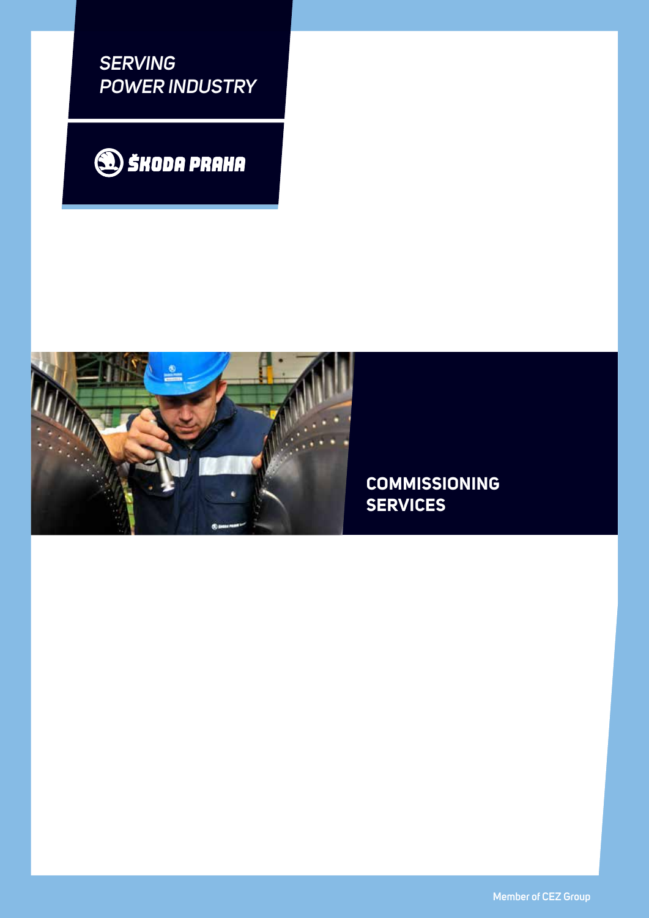*SERVING POWER INDUSTRY*

ŠKODA PRAHA

# COMMISSIONING SERVICES

Member of CEZ Group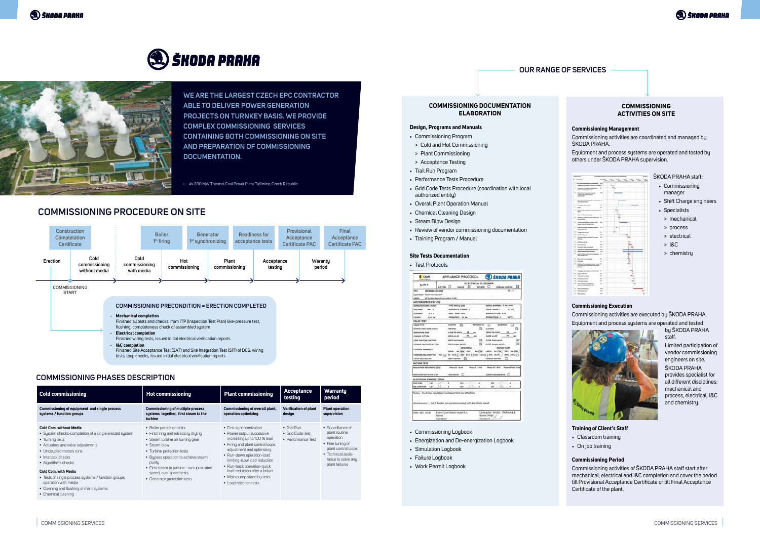# ŠKODA PRAHA

WE ARE THE LARGEST CZECH EPC CONTRACTOR ABLE TO DELIVER POWER GENERATION PROJECTS ON TURNKEY BASIS. WE PROVIDE COMPLEX COMMISSIONING SERVICES CONTAINING BOTH COMMISSIONING ON SITE AND PREPARATION OF COMMISSIONING DOCUMENTATION.

‹ 4x 200 MW Thermal Coal Power Plant Tušimice, Czech Republic

## COMMISSIONING PROCEDURE ON SITE

Milestones: Construction Completion Certificate; Boiler 1st firing; Generator 1st synchronizing; Readiness for acceptance tests; Provisional Acceptance Certificate PAC; Final Acceptance Certificate FAC

Phases: Erection → Cold commissioning without media → Cold commissioning with media → Hot commissioning → Plant commissioning → Acceptance testing → Waranty period

COMMISSIONING START

### COMMISSIONING PRECONDITION = ERECTION COMPLETED

- **Mechanical completion**
  Finished all tests and checks from ITP (Inspection Test Plan) like-pressure test, flushing, completeness check of assembled system
- **Electrical completion**
  Finished wiring tests, issued initial electrical verification reports
- **I&C completion**
  Finished Site Acceptance Test (SAT) and Site Integration Test (SIT) of DCS, wiring tests, loop checks, issued initial electrical verification reports

## COMMISSIONING PHASES DESCRIPTION

| Cold commissioning | Hot commissioning | Plant commissioning | Acceptance testing | Warranty period |
|---|---|---|---|---|
| **Commissioning of equipment and single process systems / function groups** | **Commissioning of multiple process systems together, first steam to the turbine** | **Commissioning of overall plant, operation optimizing** | **Verification of plant design** | **Plant operation supervision** |
| **Cold Com. without Media**<br>• System checks-completion of a single erected system<br>• Turning tests<br>• Actuators and valve adjustments<br>• Uncoupled motors runs<br>• Interlock checks<br>• Algorithms checks<br>**Cold Com. with Media**<br>• Tests of single process systems / function groups operation with media<br>• Cleaning and flushing of main systems<br>• Chemical cleaning | • Boiler protection tests<br>• First firing and refractory drying<br>• Steam turbine on turning gear<br>• Steam blow<br>• Turbine protection tests<br>• Bypass operation to achieve steam purity<br>• First steam to turbine - run up to rated speed, over speed tests<br>• Generator protection tests | • First synchronization<br>• Power output successive increasing up to 100 % load<br>• Firing and plant control loops adjustment and optimizing<br>• Run-down operation-load limiting-slow load reduction<br>• Run-back operation-quick load reduction after a failure<br>• Main pump stand by tests<br>• Load rejection tests | • Trial Run<br>• Grid Code Test<br>• Performance Test | • Surveillance of plant routine operation<br>• Fine tuning of plant control loops<br>• Technical assistance to solve any plant failures |

## OUR RANGE OF SERVICES

### COMMISSIONING DOCUMENTATION ELABORATION

**Design, Programs and Manuals**

- Commissioning Program
  - > Cold and Hot Commissioning
  - > Plant Commissioning
  - > Acceptance Testing
- Trail Run Program
- Performance Tests Procedure
- Grid Code Tests Procedure (coordination with local authorized entity)
- Overall Plant Operation Manual
- Chemical Cleaning Design
- Steam Blow Design
- Review of vendor commissioning documentation
- Training Program / Manual

**Site Tests Documentation**

- Test Protocols
- Commissioning Logbook
- Energization and De-energization Logbook
- Simulation Logbook
- Failure Logbook
- Work Permit Logbook

### COMMISSIONING ACTIVITIES ON SITE

**Commissioning Management**

Commissioning activities are coordinated and managed by ŠKODA PRAHA.

Equipment and process systems are operated and tested by others under ŠKODA PRAHA supervision.

ŠKODA PRAHA staff:

- Commissioning manager
- Shift Charge engineers
- Specialists
  - > mechanical
  - > process
  - > electrical
  - > I&C
  - > chemistry

**Commissioning Execution**

Commissioning activities are executed by ŠKODA PRAHA.

Equipment and process systems are operated and tested by ŠKODA PRAHA staff.

Limited participation of vendor commissioning engineers on site.

ŠKODA PRAHA provides specialist for all different disciplines: mechanical and process, electrical, I&C and chemistry.

**Training of Client's Staff**

- Classroom training
- On job training

**Commissioning Period**

Commissioning activities of ŠKODA PRAHA staff start after mechanical, electrical and I&C completion and cover the period till Provisional Acceptance Certificate or till Final Acceptance Certificate of the plant.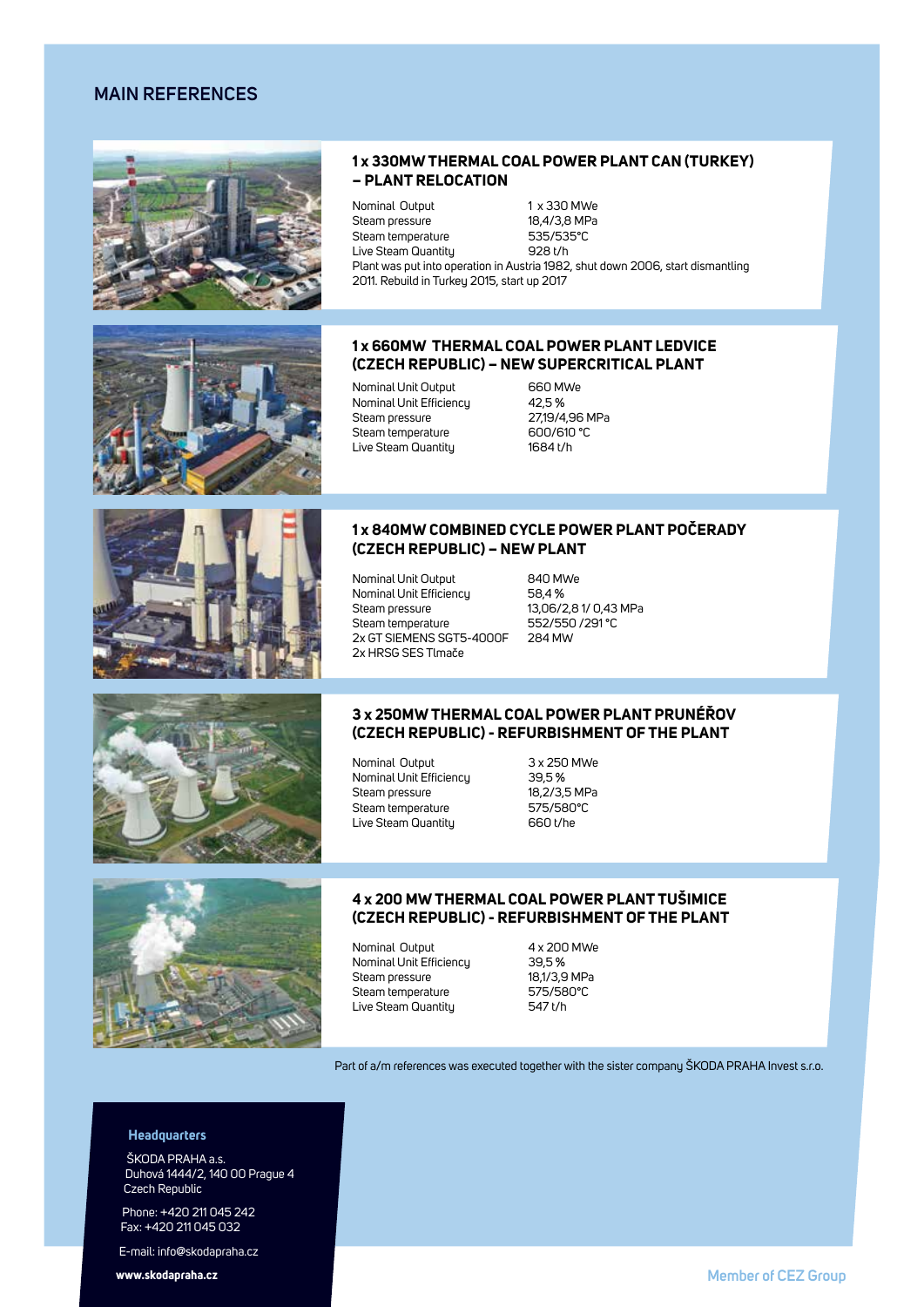## MAIN REFERENCES

### 1 x 330MW THERMAL COAL POWER PLANT CAN (TURKEY) – PLANT RELOCATION

| | |
|---|---|
| Nominal Output | 1 x 330 MWe |
| Steam pressure | 18,4/3,8 MPa |
| Steam temperature | 535/535°C |
| Live Steam Quantity | 928 t/h |

Plant was put into operation in Austria 1982, shut down 2006, start dismantling 2011. Rebuild in Turkey 2015, start up 2017

### 1 x 660MW THERMAL COAL POWER PLANT LEDVICE (CZECH REPUBLIC) – NEW SUPERCRITICAL PLANT

| | |
|---|---|
| Nominal Unit Output | 660 MWe |
| Nominal Unit Efficiency | 42,5 % |
| Steam pressure | 27,19/4,96 MPa |
| Steam temperature | 600/610 °C |
| Live Steam Quantity | 1684 t/h |

### 1 x 840MW COMBINED CYCLE POWER PLANT POČERADY (CZECH REPUBLIC) – NEW PLANT

| | |
|---|---|
| Nominal Unit Output | 840 MWe |
| Nominal Unit Efficiency | 58,4 % |
| Steam pressure | 13,06/2,8 1/ 0,43 MPa |
| Steam temperature | 552/550 /291 °C |
| 2x GT SIEMENS SGT5-4000F | 284 MW |
| 2x HRSG SES Tlmače | |

### 3 x 250MW THERMAL COAL POWER PLANT PRUNÉŘOV (CZECH REPUBLIC) - REFURBISHMENT OF THE PLANT

| | |
|---|---|
| Nominal Output | 3 x 250 MWe |
| Nominal Unit Efficiency | 39,5 % |
| Steam pressure | 18,2/3,5 MPa |
| Steam temperature | 575/580°C |
| Live Steam Quantity | 660 t/he |

### 4 x 200 MW THERMAL COAL POWER PLANT TUŠIMICE (CZECH REPUBLIC) - REFURBISHMENT OF THE PLANT

| | |
|---|---|
| Nominal Output | 4 x 200 MWe |
| Nominal Unit Efficiency | 39,5 % |
| Steam pressure | 18,1/3,9 MPa |
| Steam temperature | 575/580°C |
| Live Steam Quantity | 547 t/h |

Part of a/m references was executed together with the sister company ŠKODA PRAHA Invest s.r.o.

**Headquarters**

ŠKODA PRAHA a.s.
Duhová 1444/2, 140 00 Prague 4
Czech Republic

Phone: +420 211 045 242
Fax: +420 211 045 032

E-mail: info@skodapraha.cz

**www.skodapraha.cz**

Member of CEZ Group